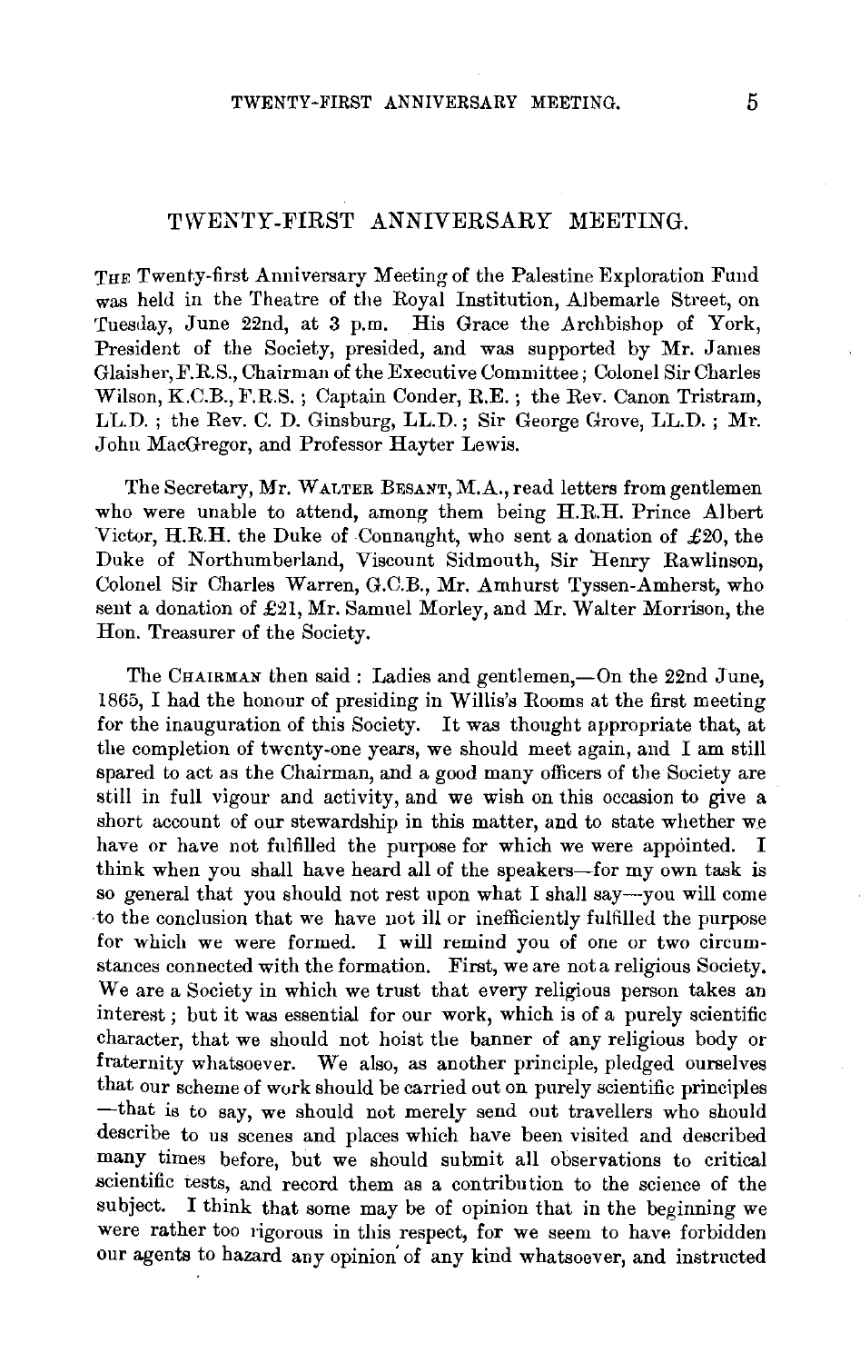# TWENTY-FIRST ANNIVERSARY MEETING.

THE Twenty-first Anniversary Meeting of the Palestine Exploration Fund was held in the Theatre of the Royal Institution, Albemarle Street, on Tuesday, June 22nd, at 3 p.m. His Grace the Archbishop of York, President of the Society, presided, and was supported by Mr. James Glaisher, F.R.S., Chairman of the Executive Committee; Colonel Sir Charles Wilson, K.C.B., F.R.S.; Captain Conder, R.E.; the Rev. Canon Tristram, LL.D.; the Rev. C. D. Ginsburg, LL.D.; Sir George Grove, LL.D.; Mr. John MacGregor, and Professor Hayter Lewis.

The Secretary, Mr. WALTER BESANT, M.A., read letters from gentlemen who were unable to attend, among them being H.R.H. Prince Albert Victor, H.R.H. the Duke of Connaught, who sent a donation of £20, the Duke of Northumberland, Viscount Sidmouth, Sir Henry Rawlinson, Colonel Sir Charles Warren, G.C.B., Mr. Amhurst Tyssen-Amherst, who sent a donation of £21, Mr. Samuel Morley, and Mr. Walter Morrison, the Hon. Treasurer of the Society.

The CHAIRMAN then said: Ladies and gentlemen,—On the 22nd June, 1865, I had the honour of presiding in Willis's Rooms at the first meeting for the inauguration of this Society. It was thought appropriate that, at the completion of twenty-one years, we should meet again, and I am still spared to act as the Chairman, and a good many officers of the Society are still in full vigour and activity, and we wish on this occasion to give a short account of our stewardship in this matter, and to state whether we have or have not fulfilled the purpose for which we were appointed. I think when you shall have heard all of the speakers—for my own task is so general that you should not rest upon what I shall say—you will come to the conclusion that we have not ill or inefficiently fulfilled the purpose for which we were formed. I will remind you of one or two circumstances connected with the formation. First, we are not a religious Society. We are a Society in which we trust that every religious person takes an interest; but it was essential for our work, which is of a purely scientific character, that we should not hoist the banner of any religious body or fraternity whatsoever. We also, as another principle, pledged ourselves that our scheme of work should be carried out on purely scientific principles —that is to say, we should not merely send out travellers who should describe to us scenes and places which have been visited and described many times before, but we should submit all observations to critical scientific tests, and record them as a contribution to the science of the subject. I think that some may be of opinion that in the beginning we were rather too rigorous in this respect, for we seem to have forbidden our agents to hazard any opinion of any kind whatsoever, and instructed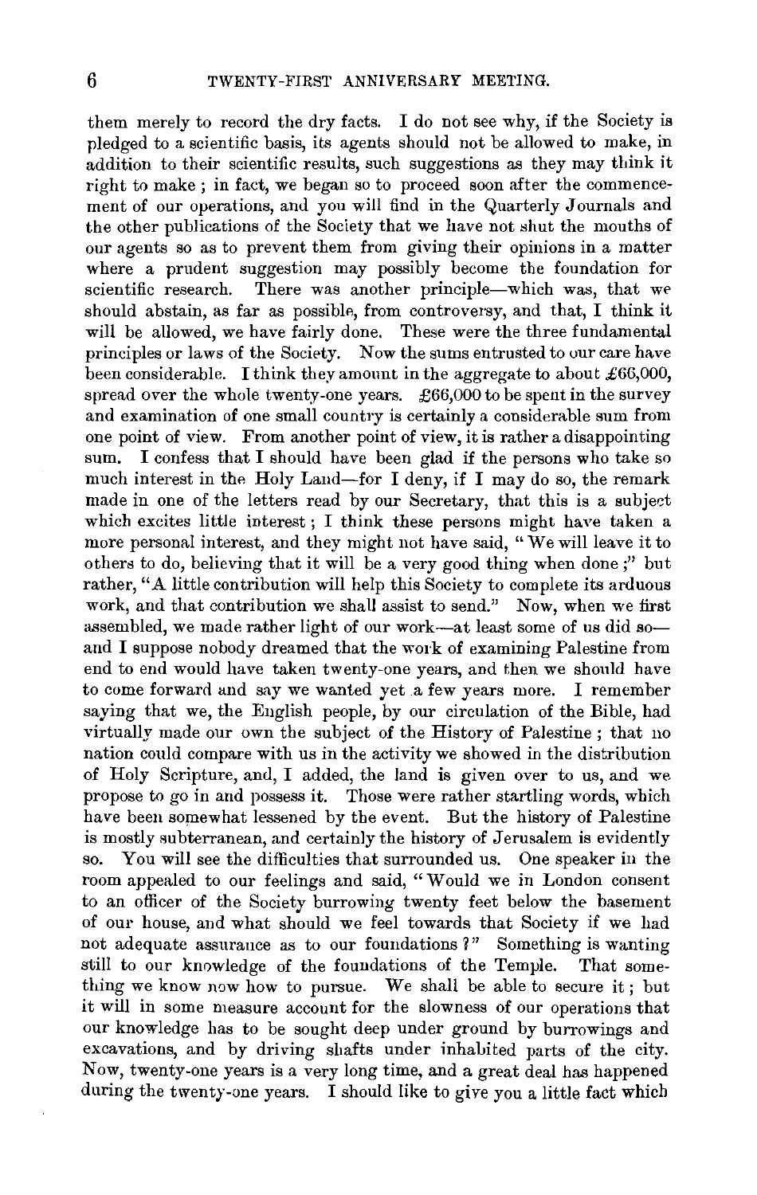them merely to record the dry facts. I do not see why, if the Society is pledged to a scientific basis, its agents should not be allowed to make, in addition to their scientific results, such suggestions as they may think it right to make; in fact, we began so to proceed soon after the commencement of our operations, and you will find in the Quarterly Journals and the other publications of the Society that we have not shut the mouths of our agents so as to prevent them from giving their opinions in a matter where a prudent suggestion may possibly become the foundation for scientific research. There was another principle—which was, that we should abstain, as far as possible, from controversy, and that, I think it will be allowed, we have fairly done. These were the three fundamental principles or laws of the Society. Now the sums entrusted to our care have been considerable. I think they amount in the aggregate to about £66,000, spread over the whole twenty-one years. £66,000 to be spent in the survey and examination of one small country is certainly a considerable sum from one point of view. From another point of view, it is rather a disappointing sum. I confess that I should have been glad if the persons who take so much interest in the Holy Land—for I deny, if I may do so, the remark made in one of the letters read by our Secretary, that this is a subject which excites little interest; I think these persons might have taken a more personal interest, and they might not have said, "We will leave it to others to do, believing that it will be a very good thing when done;" but rather, "A little contribution will help this Society to complete its arduous work, and that contribution we shall assist to send." Now, when we first assembled, we made rather light of our work—at least some of us did so—and I suppose nobody dreamed that the work of examining Palestine from end to end would have taken twenty-one years, and then we should have to come forward and say we wanted yet a few years more. I remember saying that we, the English people, by our circulation of the Bible, had virtually made our own the subject of the History of Palestine; that no nation could compare with us in the activity we showed in the distribution of Holy Scripture, and, I added, the land is given over to us, and we propose to go in and possess it. Those were rather startling words, which have been somewhat lessened by the event. But the history of Palestine is mostly subterranean, and certainly the history of Jerusalem is evidently so. You will see the difficulties that surrounded us. One speaker in the room appealed to our feelings and said, "Would we in London consent to an officer of the Society burrowing twenty feet below the basement of our house, and what should we feel towards that Society if we had not adequate assurance as to our foundations?" Something is wanting still to our knowledge of the foundations of the Temple. That something we know now how to pursue. We shall be able to secure it; but it will in some measure account for the slowness of our operations that our knowledge has to be sought deep under ground by burrowings and excavations, and by driving shafts under inhabited parts of the city. Now, twenty-one years is a very long time, and a great deal has happened during the twenty-one years. I should like to give you a little fact which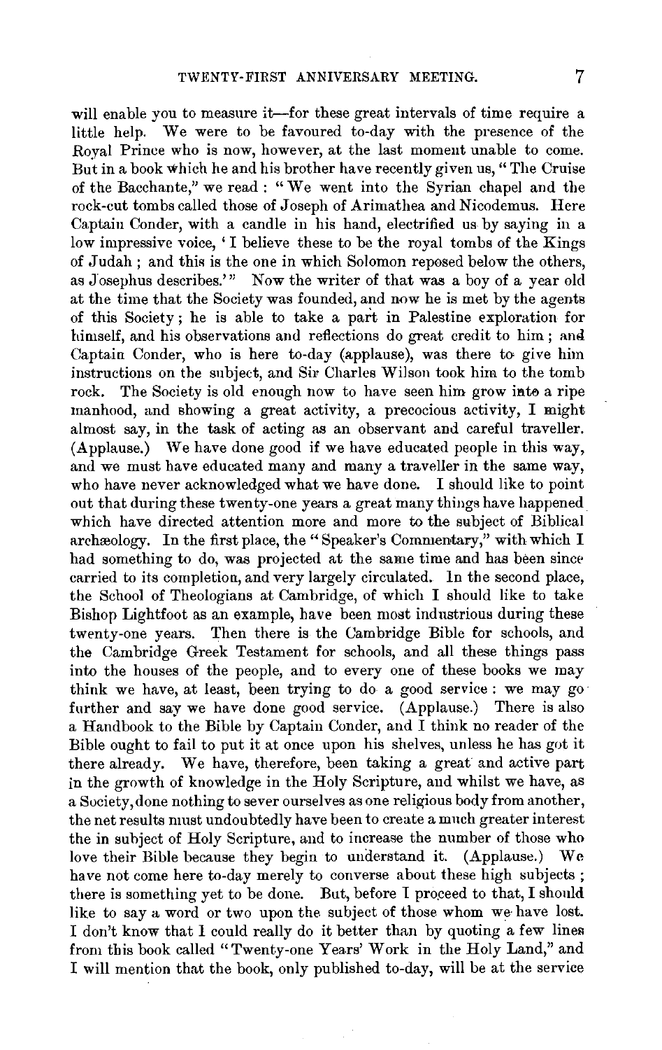will enable you to measure it—for these great intervals of time require a little help. We were to be favoured to-day with the presence of the Royal Prince who is now, however, at the last moment unable to come. But in a book which he and his brother have recently given us, "The Cruise of the Bacchante," we read : "We went into the Syrian chapel and the rock-cut tombs called those of Joseph of Arimathea and Nicodemus. Here Captain Conder, with a candle in his hand, electrified us by saying in a low impressive voice, 'I believe these to be the royal tombs of the Kings of Judah ; and this is the one in which Solomon reposed below the others, as Josephus describes.'" Now the writer of that was a boy of a year old at the time that the Society was founded, and now he is met by the agents of this Society ; he is able to take a part in Palestine exploration for himself, and his observations and reflections do great credit to him ; and Captain Conder, who is here to-day (applause), was there to give him instructions on the subject, and Sir Charles Wilson took him to the tomb rock. The Society is old enough now to have seen him grow into a ripe manhood, and showing a great activity, a precocious activity, I might almost say, in the task of acting as an observant and careful traveller. (Applause.) We have done good if we have educated people in this way, and we must have educated many and many a traveller in the same way, who have never acknowledged what we have done. I should like to point out that during these twenty-one years a great many things have happened which have directed attention more and more to the subject of Biblical archæology. In the first place, the "Speaker's Commentary," with which I had something to do, was projected at the same time and has been since carried to its completion, and very largely circulated. In the second place, the School of Theologians at Cambridge, of which I should like to take Bishop Lightfoot as an example, have been most industrious during these twenty-one years. Then there is the Cambridge Bible for schools, and the Cambridge Greek Testament for schools, and all these things pass into the houses of the people, and to every one of these books we may think we have, at least, been trying to do a good service : we may go further and say we have done good service. (Applause.) There is also a Handbook to the Bible by Captain Conder, and I think no reader of the Bible ought to fail to put it at once upon his shelves, unless he has got it there already. We have, therefore, been taking a great and active part in the growth of knowledge in the Holy Scripture, and whilst we have, as a Society, done nothing to sever ourselves as one religious body from another, the net results must undoubtedly have been to create a much greater interest the in subject of Holy Scripture, and to increase the number of those who love their Bible because they begin to understand it. (Applause.) We have not come here to-day merely to converse about these high subjects ; there is something yet to be done. But, before I proceed to that, I should like to say a word or two upon the subject of those whom we have lost. I don't know that I could really do it better than by quoting a few lines from this book called "Twenty-one Years' Work in the Holy Land," and I will mention that the book, only published to-day, will be at the service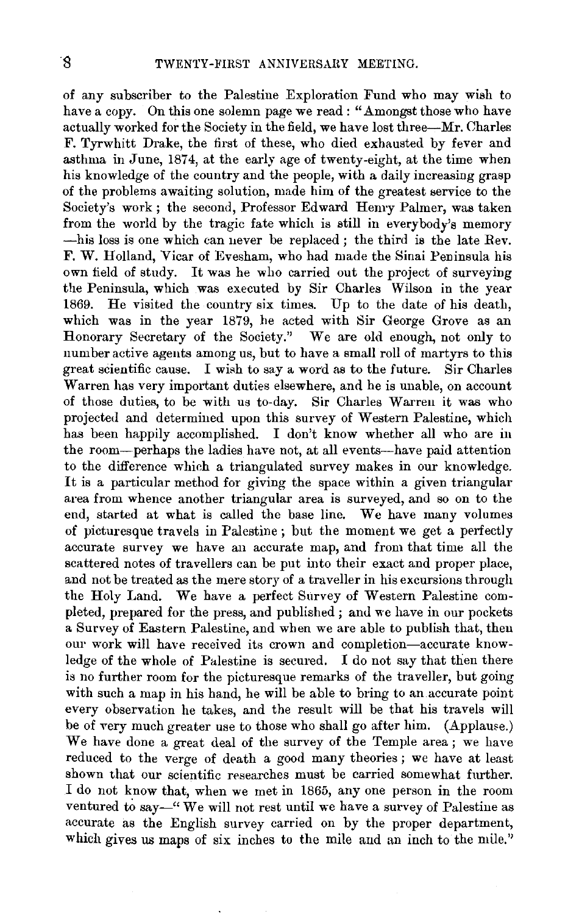of any subscriber to the Palestine Exploration Fund who may wish to have a copy. On this one solemn page we read: "Amongst those who have actually worked for the Society in the field, we have lost three—Mr. Charles F. Tyrwhitt Drake, the first of these, who died exhausted by fever and asthma in June, 1874, at the early age of twenty-eight, at the time when his knowledge of the country and the people, with a daily increasing grasp of the problems awaiting solution, made him of the greatest service to the Society's work; the second, Professor Edward Henry Palmer, was taken from the world by the tragic fate which is still in everybody's memory —his loss is one which can never be replaced; the third is the late Rev. F. W. Holland, Vicar of Evesham, who had made the Sinai Peninsula his own field of study. It was he who carried out the project of surveying the Peninsula, which was executed by Sir Charles Wilson in the year 1869. He visited the country six times. Up to the date of his death, which was in the year 1879, he acted with Sir George Grove as an Honorary Secretary of the Society." We are old enough, not only to number active agents among us, but to have a small roll of martyrs to this great scientific cause. I wish to say a word as to the future. Sir Charles Warren has very important duties elsewhere, and he is unable, on account of those duties, to be with us to-day. Sir Charles Warren it was who projected and determined upon this survey of Western Palestine, which has been happily accomplished. I don't know whether all who are in the room—perhaps the ladies have not, at all events—have paid attention to the difference which a triangulated survey makes in our knowledge. It is a particular method for giving the space within a given triangular area from whence another triangular area is surveyed, and so on to the end, started at what is called the base line. We have many volumes of picturesque travels in Palestine; but the moment we get a perfectly accurate survey we have an accurate map, and from that time all the scattered notes of travellers can be put into their exact and proper place, and not be treated as the mere story of a traveller in his excursions through the Holy Land. We have a perfect Survey of Western Palestine completed, prepared for the press, and published; and we have in our pockets a Survey of Eastern Palestine, and when we are able to publish that, then our work will have received its crown and completion—accurate knowledge of the whole of Palestine is secured. I do not say that then there is no further room for the picturesque remarks of the traveller, but going with such a map in his hand, he will be able to bring to an accurate point every observation he takes, and the result will be that his travels will be of very much greater use to those who shall go after him. (Applause.) We have done a great deal of the survey of the Temple area; we have reduced to the verge of death a good many theories; we have at least shown that our scientific researches must be carried somewhat further. I do not know that, when we met in 1865, any one person in the room ventured to say—"We will not rest until we have a survey of Palestine as accurate as the English survey carried on by the proper department, which gives us maps of six inches to the mile and an inch to the mile."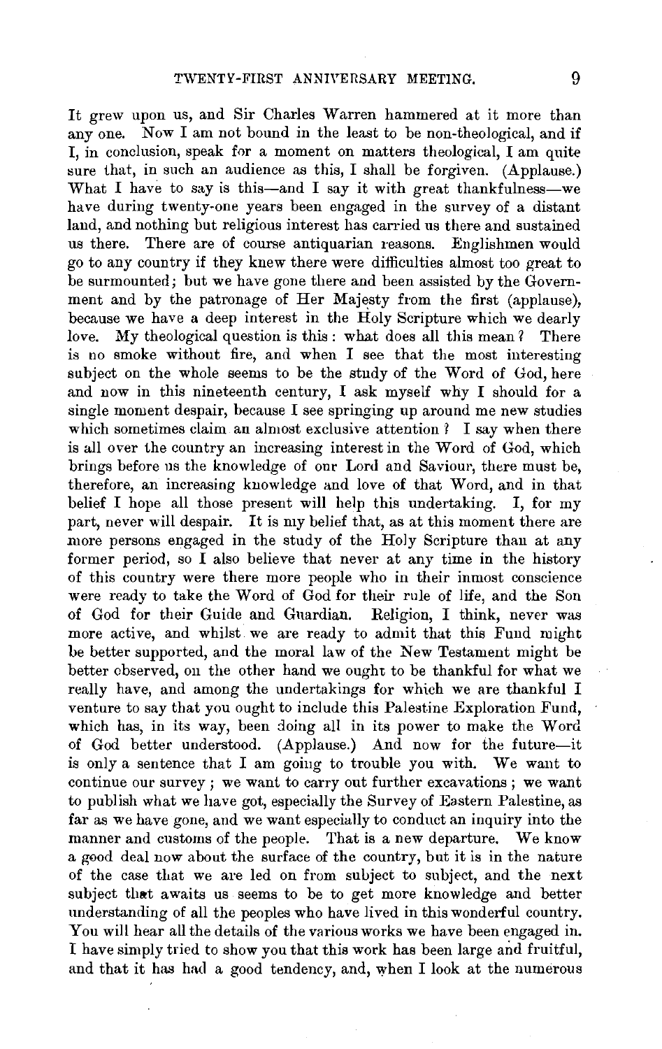It grew upon us, and Sir Charles Warren hammered at it more than any one. Now I am not bound in the least to be non-theological, and if I, in conclusion, speak for a moment on matters theological, I am quite sure that, in such an audience as this, I shall be forgiven. (Applause.) What I have to say is this—and I say it with great thankfulness—we have during twenty-one years been engaged in the survey of a distant land, and nothing but religious interest has carried us there and sustained us there. There are of course antiquarian reasons. Englishmen would go to any country if they knew there were difficulties almost too great to be surmounted; but we have gone there and been assisted by the Government and by the patronage of Her Majesty from the first (applause), because we have a deep interest in the Holy Scripture which we dearly love. My theological question is this: what does all this mean? There is no smoke without fire, and when I see that the most interesting subject on the whole seems to be the study of the Word of God, here and now in this nineteenth century, I ask myself why I should for a single moment despair, because I see springing up around me new studies which sometimes claim an almost exclusive attention? I say when there is all over the country an increasing interest in the Word of God, which brings before us the knowledge of our Lord and Saviour, there must be, therefore, an increasing knowledge and love of that Word, and in that belief I hope all those present will help this undertaking. I, for my part, never will despair. It is my belief that, as at this moment there are more persons engaged in the study of the Holy Scripture than at any former period, so I also believe that never at any time in the history of this country were there more people who in their inmost conscience were ready to take the Word of God for their rule of life, and the Son of God for their Guide and Guardian. Religion, I think, never was more active, and whilst we are ready to admit that this Fund might be better supported, and the moral law of the New Testament might be better observed, on the other hand we ought to be thankful for what we really have, and among the undertakings for which we are thankful I venture to say that you ought to include this Palestine Exploration Fund, which has, in its way, been doing all in its power to make the Word of God better understood. (Applause.) And now for the future—it is only a sentence that I am going to trouble you with. We want to continue our survey; we want to carry out further excavations; we want to publish what we have got, especially the Survey of Eastern Palestine, as far as we have gone, and we want especially to conduct an inquiry into the manner and customs of the people. That is a new departure. We know a good deal now about the surface of the country, but it is in the nature of the case that we are led on from subject to subject, and the next subject that awaits us seems to be to get more knowledge and better understanding of all the peoples who have lived in this wonderful country. You will hear all the details of the various works we have been engaged in. I have simply tried to show you that this work has been large and fruitful, and that it has had a good tendency, and, when I look at the numerous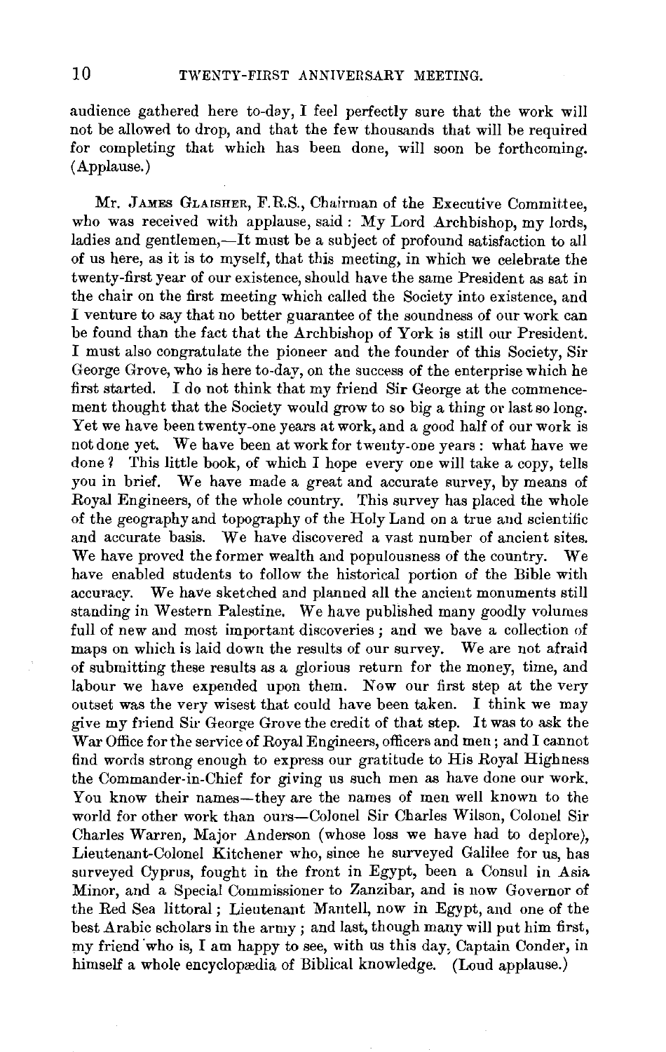audience gathered here to-day, I feel perfectly sure that the work will not be allowed to drop, and that the few thousands that will be required for completing that which has been done, will soon be forthcoming. (Applause.)

Mr. JAMES GLAISHER, F.R.S., Chairman of the Executive Committee, who was received with applause, said: My Lord Archbishop, my lords, ladies and gentlemen,—It must be a subject of profound satisfaction to all of us here, as it is to myself, that this meeting, in which we celebrate the twenty-first year of our existence, should have the same President as sat in the chair on the first meeting which called the Society into existence, and I venture to say that no better guarantee of the soundness of our work can be found than the fact that the Archbishop of York is still our President. I must also congratulate the pioneer and the founder of this Society, Sir George Grove, who is here to-day, on the success of the enterprise which he first started. I do not think that my friend Sir George at the commencement thought that the Society would grow to so big a thing or last so long. Yet we have been twenty-one years at work, and a good half of our work is not done yet. We have been at work for twenty-one years: what have we done? This little book, of which I hope every one will take a copy, tells you in brief. We have made a great and accurate survey, by means of Royal Engineers, of the whole country. This survey has placed the whole of the geography and topography of the Holy Land on a true and scientific and accurate basis. We have discovered a vast number of ancient sites. We have proved the former wealth and populousness of the country. We have enabled students to follow the historical portion of the Bible with accuracy. We have sketched and planned all the ancient monuments still standing in Western Palestine. We have published many goodly volumes full of new and most important discoveries; and we have a collection of maps on which is laid down the results of our survey. We are not afraid of submitting these results as a glorious return for the money, time, and labour we have expended upon them. Now our first step at the very outset was the very wisest that could have been taken. I think we may give my friend Sir George Grove the credit of that step. It was to ask the War Office for the service of Royal Engineers, officers and men; and I cannot find words strong enough to express our gratitude to His Royal Highness the Commander-in-Chief for giving us such men as have done our work. You know their names—they are the names of men well known to the world for other work than ours—Colonel Sir Charles Wilson, Colonel Sir Charles Warren, Major Anderson (whose loss we have had to deplore), Lieutenant-Colonel Kitchener who, since he surveyed Galilee for us, has surveyed Cyprus, fought in the front in Egypt, been a Consul in Asia Minor, and a Special Commissioner to Zanzibar, and is now Governor of the Red Sea littoral; Lieutenant Mantell, now in Egypt, and one of the best Arabic scholars in the army; and last, though many will put him first, my friend who is, I am happy to see, with us this day, Captain Conder, in himself a whole encyclopædia of Biblical knowledge. (Loud applause.)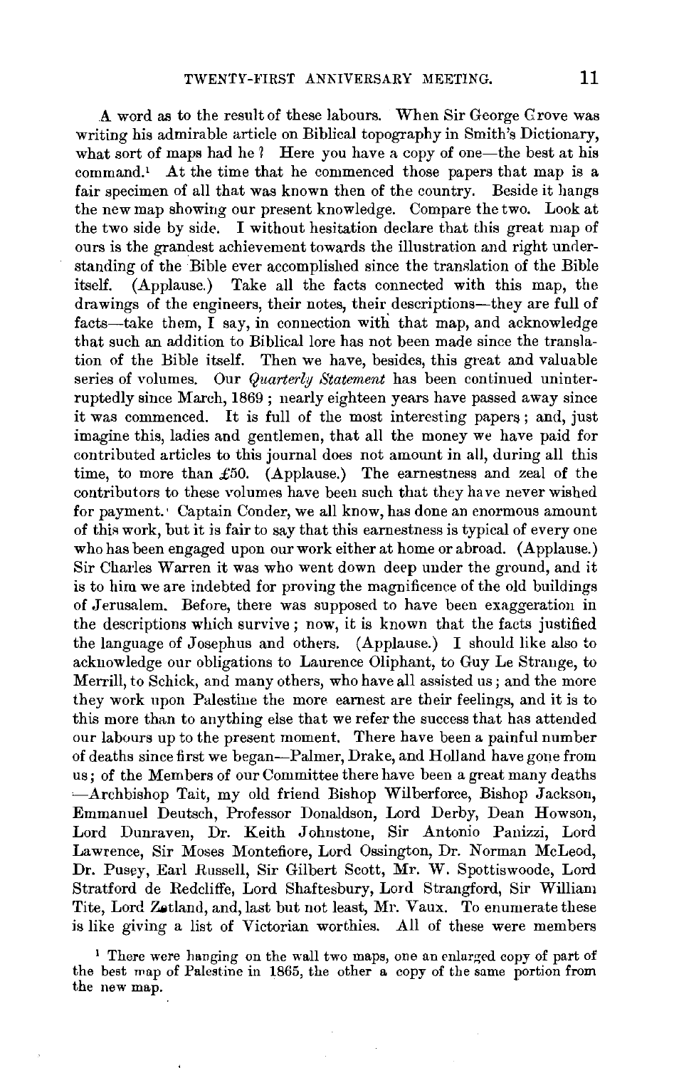A word as to the result of these labours. When Sir George Grove was writing his admirable article on Biblical topography in Smith's Dictionary, what sort of maps had he? Here you have a copy of one—the best at his command.[1] At the time that he commenced those papers that map is a fair specimen of all that was known then of the country. Beside it hangs the new map showing our present knowledge. Compare the two. Look at the two side by side. I without hesitation declare that this great map of ours is the grandest achievement towards the illustration and right understanding of the Bible ever accomplished since the translation of the Bible itself. (Applause.) Take all the facts connected with this map, the drawings of the engineers, their notes, their descriptions—they are full of facts—take them, I say, in connection with that map, and acknowledge that such an addition to Biblical lore has not been made since the translation of the Bible itself. Then we have, besides, this great and valuable series of volumes. Our *Quarterly Statement* has been continued uninterruptedly since March, 1869; nearly eighteen years have passed away since it was commenced. It is full of the most interesting papers; and, just imagine this, ladies and gentlemen, that all the money we have paid for contributed articles to this journal does not amount in all, during all this time, to more than £50. (Applause.) The earnestness and zeal of the contributors to these volumes have been such that they have never wished for payment. Captain Conder, we all know, has done an enormous amount of this work, but it is fair to say that this earnestness is typical of every one who has been engaged upon our work either at home or abroad. (Applause.) Sir Charles Warren it was who went down deep under the ground, and it is to him we are indebted for proving the magnificence of the old buildings of Jerusalem. Before, there was supposed to have been exaggeration in the descriptions which survive; now, it is known that the facts justified the language of Josephus and others. (Applause.) I should like also to acknowledge our obligations to Laurence Oliphant, to Guy Le Strange, to Merrill, to Schick, and many others, who have all assisted us; and the more they work upon Palestine the more earnest are their feelings, and it is to this more than to anything else that we refer the success that has attended our labours up to the present moment. There have been a painful number of deaths since first we began—Palmer, Drake, and Holland have gone from us; of the Members of our Committee there have been a great many deaths—Archbishop Tait, my old friend Bishop Wilberforce, Bishop Jackson, Emmanuel Deutsch, Professor Donaldson, Lord Derby, Dean Howson, Lord Dunraven, Dr. Keith Johnstone, Sir Antonio Panizzi, Lord Lawrence, Sir Moses Montefiore, Lord Ossington, Dr. Norman McLeod, Dr. Pusey, Earl Russell, Sir Gilbert Scott, Mr. W. Spottiswoode, Lord Stratford de Redcliffe, Lord Shaftesbury, Lord Strangford, Sir William Tite, Lord Zetland, and, last but not least, Mr. Vaux. To enumerate these is like giving a list of Victorian worthies. All of these were members

[1] There were hanging on the wall two maps, one an enlarged copy of part of the best map of Palestine in 1865, the other a copy of the same portion from the new map.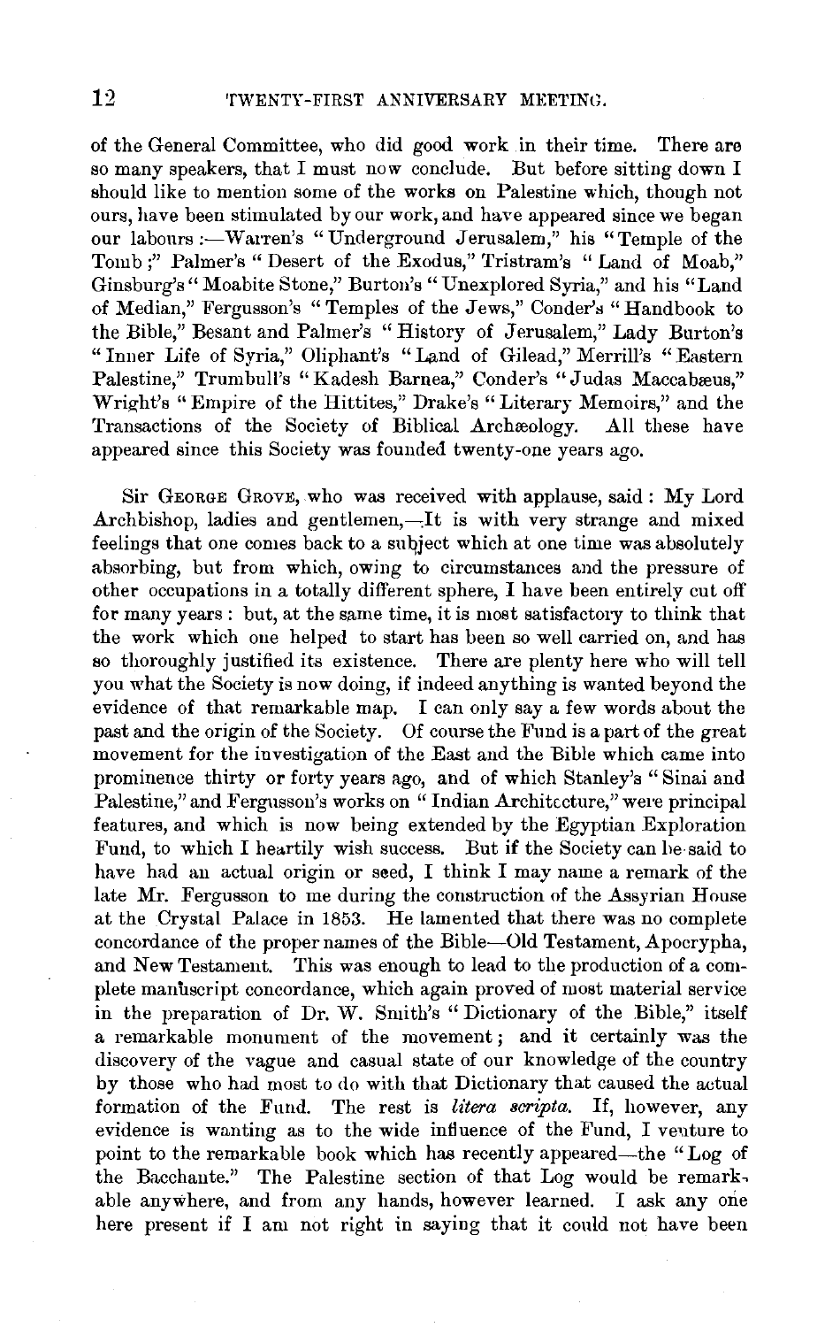of the General Committee, who did good work in their time. There are so many speakers, that I must now conclude. But before sitting down I should like to mention some of the works on Palestine which, though not ours, have been stimulated by our work, and have appeared since we began our labours :—Warren's "Underground Jerusalem," his "Temple of the Tomb;" Palmer's "Desert of the Exodus," Tristram's "Land of Moab," Ginsburg's "Moabite Stone," Burton's "Unexplored Syria," and his "Land of Median," Fergusson's "Temples of the Jews," Conder's "Handbook to the Bible," Besant and Palmer's "History of Jerusalem," Lady Burton's "Inner Life of Syria," Oliphant's "Land of Gilead," Merrill's "Eastern Palestine," Trumbull's "Kadesh Barnea," Conder's "Judas Maccabæus," Wright's "Empire of the Hittites," Drake's "Literary Memoirs," and the Transactions of the Society of Biblical Archæology. All these have appeared since this Society was founded twenty-one years ago.

Sir GEORGE GROVE, who was received with applause, said: My Lord Archbishop, ladies and gentlemen,—It is with very strange and mixed feelings that one comes back to a subject which at one time was absolutely absorbing, but from which, owing to circumstances and the pressure of other occupations in a totally different sphere, I have been entirely cut off for many years: but, at the same time, it is most satisfactory to think that the work which one helped to start has been so well carried on, and has so thoroughly justified its existence. There are plenty here who will tell you what the Society is now doing, if indeed anything is wanted beyond the evidence of that remarkable map. I can only say a few words about the past and the origin of the Society. Of course the Fund is a part of the great movement for the investigation of the East and the Bible which came into prominence thirty or forty years ago, and of which Stanley's "Sinai and Palestine," and Fergusson's works on "Indian Architecture," were principal features, and which is now being extended by the Egyptian Exploration Fund, to which I heartily wish success. But if the Society can be said to have had an actual origin or seed, I think I may name a remark of the late Mr. Fergusson to me during the construction of the Assyrian House at the Crystal Palace in 1853. He lamented that there was no complete concordance of the proper names of the Bible—Old Testament, Apocrypha, and New Testament. This was enough to lead to the production of a complete manuscript concordance, which again proved of most material service in the preparation of Dr. W. Smith's "Dictionary of the Bible," itself a remarkable monument of the movement; and it certainly was the discovery of the vague and casual state of our knowledge of the country by those who had most to do with that Dictionary that caused the actual formation of the Fund. The rest is *litera scripta*. If, however, any evidence is wanting as to the wide influence of the Fund, I venture to point to the remarkable book which has recently appeared—the "Log of the Bacchante." The Palestine section of that Log would be remarkable anywhere, and from any hands, however learned. I ask any one here present if I am not right in saying that it could not have been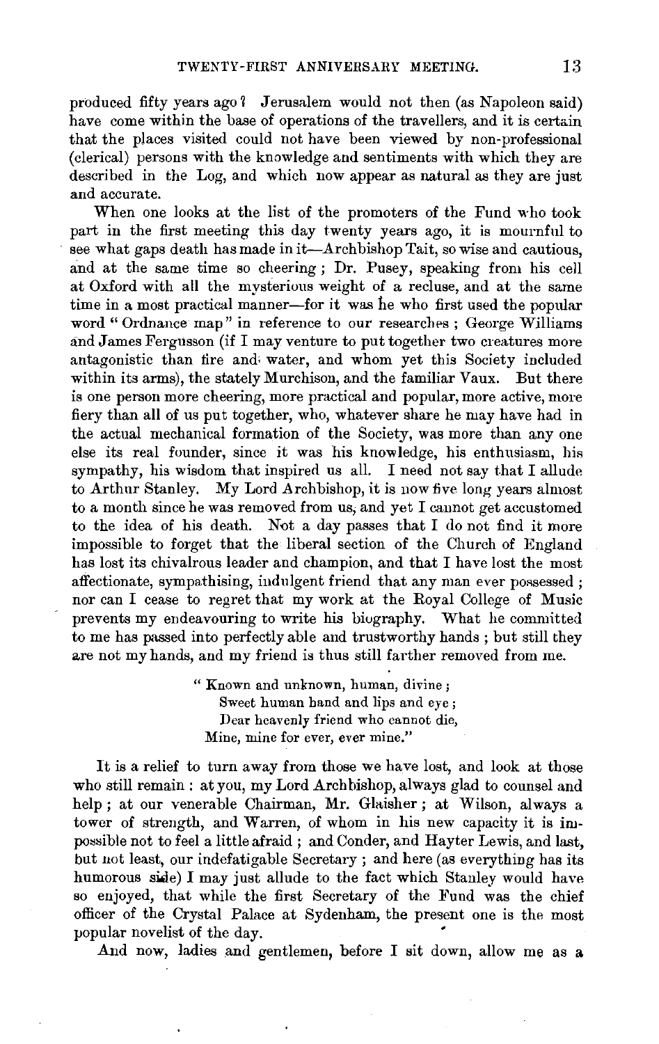produced fifty years ago? Jerusalem would not then (as Napoleon said) have come within the base of operations of the travellers, and it is certain that the places visited could not have been viewed by non-professional (clerical) persons with the knowledge and sentiments with which they are described in the Log, and which now appear as natural as they are just and accurate.

When one looks at the list of the promoters of the Fund who took part in the first meeting this day twenty years ago, it is mournful to see what gaps death has made in it—Archbishop Tait, so wise and cautious, and at the same time so cheering; Dr. Pusey, speaking from his cell at Oxford with all the mysterious weight of a recluse, and at the same time in a most practical manner—for it was he who first used the popular word "Ordnance map" in reference to our researches; George Williams and James Fergusson (if I may venture to put together two creatures more antagonistic than fire and water, and whom yet this Society included within its arms), the stately Murchison, and the familiar Vaux. But there is one person more cheering, more practical and popular, more active, more fiery than all of us put together, who, whatever share he may have had in the actual mechanical formation of the Society, was more than any one else its real founder, since it was his knowledge, his enthusiasm, his sympathy, his wisdom that inspired us all. I need not say that I allude to Arthur Stanley. My Lord Archbishop, it is now five long years almost to a month since he was removed from us, and yet I cannot get accustomed to the idea of his death. Not a day passes that I do not find it more impossible to forget that the liberal section of the Church of England has lost its chivalrous leader and champion, and that I have lost the most affectionate, sympathising, indulgent friend that any man ever possessed; nor can I cease to regret that my work at the Royal College of Music prevents my endeavouring to write his biography. What he committed to me has passed into perfectly able and trustworthy hands; but still they are not my hands, and my friend is thus still farther removed from me.

> "Known and unknown, human, divine;  
> Sweet human hand and lips and eye;  
> Dear heavenly friend who cannot die,  
> Mine, mine for ever, ever mine."

It is a relief to turn away from those we have lost, and look at those who still remain: at you, my Lord Archbishop, always glad to counsel and help; at our venerable Chairman, Mr. Glaisher; at Wilson, always a tower of strength, and Warren, of whom in his new capacity it is impossible not to feel a little afraid; and Conder, and Hayter Lewis, and last, but not least, our indefatigable Secretary; and here (as everything has its humorous side) I may just allude to the fact which Stanley would have so enjoyed, that while the first Secretary of the Fund was the chief officer of the Crystal Palace at Sydenham, the present one is the most popular novelist of the day.

And now, ladies and gentlemen, before I sit down, allow me as a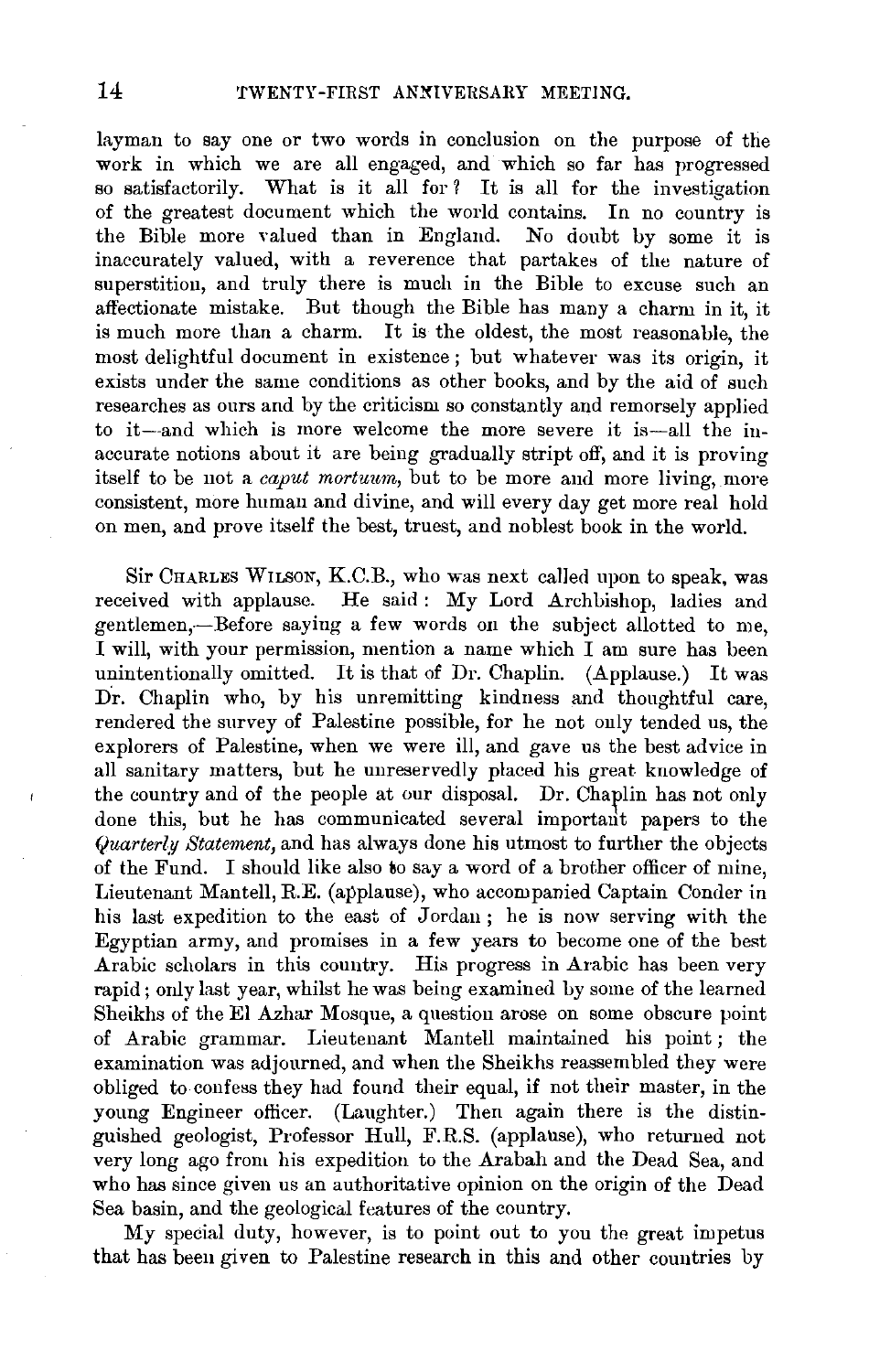layman to say one or two words in conclusion on the purpose of the work in which we are all engaged, and which so far has progressed so satisfactorily. What is it all for? It is all for the investigation of the greatest document which the world contains. In no country is the Bible more valued than in England. No doubt by some it is inaccurately valued, with a reverence that partakes of the nature of superstition, and truly there is much in the Bible to excuse such an affectionate mistake. But though the Bible has many a charm in it, it is much more than a charm. It is the oldest, the most reasonable, the most delightful document in existence; but whatever was its origin, it exists under the same conditions as other books, and by the aid of such researches as ours and by the criticism so constantly and remorsely applied to it—and which is more welcome the more severe it is—all the inaccurate notions about it are being gradually stript off, and it is proving itself to be not a *caput mortuum*, but to be more and more living, more consistent, more human and divine, and will every day get more real hold on men, and prove itself the best, truest, and noblest book in the world.

Sir Charles Wilson, K.C.B., who was next called upon to speak, was received with applause. He said: My Lord Archbishop, ladies and gentlemen,—Before saying a few words on the subject allotted to me, I will, with your permission, mention a name which I am sure has been unintentionally omitted. It is that of Dr. Chaplin. (Applause.) It was Dr. Chaplin who, by his unremitting kindness and thoughtful care, rendered the survey of Palestine possible, for he not only tended us, the explorers of Palestine, when we were ill, and gave us the best advice in all sanitary matters, but he unreservedly placed his great knowledge of the country and of the people at our disposal. Dr. Chaplin has not only done this, but he has communicated several important papers to the *Quarterly Statement*, and has always done his utmost to further the objects of the Fund. I should like also to say a word of a brother officer of mine, Lieutenant Mantell, R.E. (applause), who accompanied Captain Conder in his last expedition to the east of Jordan; he is now serving with the Egyptian army, and promises in a few years to become one of the best Arabic scholars in this country. His progress in Arabic has been very rapid; only last year, whilst he was being examined by some of the learned Sheikhs of the El Azhar Mosque, a question arose on some obscure point of Arabic grammar. Lieutenant Mantell maintained his point; the examination was adjourned, and when the Sheikhs reassembled they were obliged to confess they had found their equal, if not their master, in the young Engineer officer. (Laughter.) Then again there is the distinguished geologist, Professor Hull, F.R.S. (applause), who returned not very long ago from his expedition to the Arabah and the Dead Sea, and who has since given us an authoritative opinion on the origin of the Dead Sea basin, and the geological features of the country.

My special duty, however, is to point out to you the great impetus that has been given to Palestine research in this and other countries by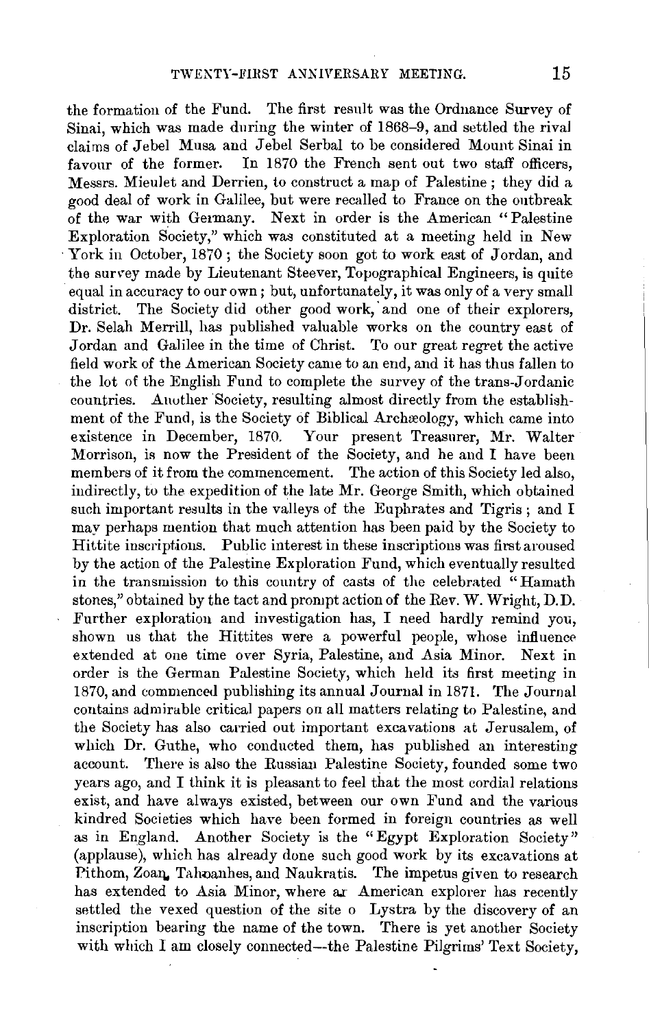the formation of the Fund. The first result was the Ordnance Survey of Sinai, which was made during the winter of 1868–9, and settled the rival claims of Jebel Musa and Jebel Serbal to be considered Mount Sinai in favour of the former. In 1870 the French sent out two staff officers, Messrs. Mieulet and Derrien, to construct a map of Palestine; they did a good deal of work in Galilee, but were recalled to France on the outbreak of the war with Germany. Next in order is the American "Palestine Exploration Society," which was constituted at a meeting held in New York in October, 1870; the Society soon got to work east of Jordan, and the survey made by Lieutenant Steever, Topographical Engineers, is quite equal in accuracy to our own; but, unfortunately, it was only of a very small district. The Society did other good work, and one of their explorers, Dr. Selah Merrill, has published valuable works on the country east of Jordan and Galilee in the time of Christ. To our great regret the active field work of the American Society came to an end, and it has thus fallen to the lot of the English Fund to complete the survey of the trans-Jordanic countries. Another Society, resulting almost directly from the establishment of the Fund, is the Society of Biblical Archæology, which came into existence in December, 1870. Your present Treasurer, Mr. Walter Morrison, is now the President of the Society, and he and I have been members of it from the commencement. The action of this Society led also, indirectly, to the expedition of the late Mr. George Smith, which obtained such important results in the valleys of the Euphrates and Tigris; and I may perhaps mention that much attention has been paid by the Society to Hittite inscriptions. Public interest in these inscriptions was first aroused by the action of the Palestine Exploration Fund, which eventually resulted in the transmission to this country of casts of the celebrated "Hamath stones," obtained by the tact and prompt action of the Rev. W. Wright, D.D. Further exploration and investigation has, I need hardly remind you, shown us that the Hittites were a powerful people, whose influence extended at one time over Syria, Palestine, and Asia Minor. Next in order is the German Palestine Society, which held its first meeting in 1870, and commenced publishing its annual Journal in 1871. The Journal contains admirable critical papers on all matters relating to Palestine, and the Society has also carried out important excavations at Jerusalem, of which Dr. Guthe, who conducted them, has published an interesting account. There is also the Russian Palestine Society, founded some two years ago, and I think it is pleasant to feel that the most cordial relations exist, and have always existed, between our own Fund and the various kindred Societies which have been formed in foreign countries as well as in England. Another Society is the "Egypt Exploration Society" (applause), which has already done such good work by its excavations at Pithom, Zoan, Tahpanhes, and Naukratis. The impetus given to research has extended to Asia Minor, where an American explorer has recently settled the vexed question of the site o Lystra by the discovery of an inscription bearing the name of the town. There is yet another Society with which I am closely connected—the Palestine Pilgrims' Text Society,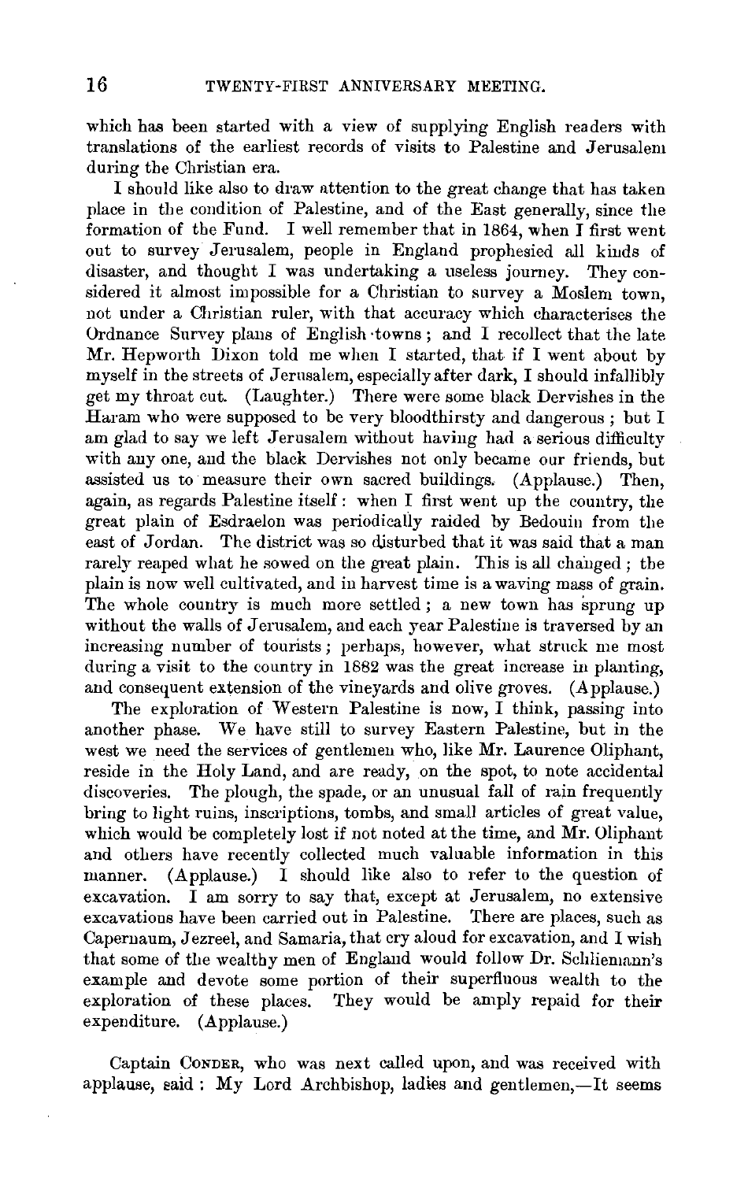which has been started with a view of supplying English readers with translations of the earliest records of visits to Palestine and Jerusalem during the Christian era.

I should like also to draw attention to the great change that has taken place in the condition of Palestine, and of the East generally, since the formation of the Fund. I well remember that in 1864, when I first went out to survey Jerusalem, people in England prophesied all kinds of disaster, and thought I was undertaking a useless journey. They considered it almost impossible for a Christian to survey a Moslem town, not under a Christian ruler, with that accuracy which characterises the Ordnance Survey plans of English towns; and I recollect that the late Mr. Hepworth Dixon told me when I started, that if I went about by myself in the streets of Jerusalem, especially after dark, I should infallibly get my throat cut. (Laughter.) There were some black Dervishes in the Haram who were supposed to be very bloodthirsty and dangerous; but I am glad to say we left Jerusalem without having had a serious difficulty with any one, and the black Dervishes not only became our friends, but assisted us to measure their own sacred buildings. (Applause.) Then, again, as regards Palestine itself: when I first went up the country, the great plain of Esdraelon was periodically raided by Bedouin from the east of Jordan. The district was so disturbed that it was said that a man rarely reaped what he sowed on the great plain. This is all changed; the plain is now well cultivated, and in harvest time is a waving mass of grain. The whole country is much more settled; a new town has sprung up without the walls of Jerusalem, and each year Palestine is traversed by an increasing number of tourists; perhaps, however, what struck me most during a visit to the country in 1882 was the great increase in planting, and consequent extension of the vineyards and olive groves. (Applause.)

The exploration of Western Palestine is now, I think, passing into another phase. We have still to survey Eastern Palestine, but in the west we need the services of gentlemen who, like Mr. Laurence Oliphant, reside in the Holy Land, and are ready, on the spot, to note accidental discoveries. The plough, the spade, or an unusual fall of rain frequently bring to light ruins, inscriptions, tombs, and small articles of great value, which would be completely lost if not noted at the time, and Mr. Oliphant and others have recently collected much valuable information in this manner. (Applause.) I should like also to refer to the question of excavation. I am sorry to say that, except at Jerusalem, no extensive excavations have been carried out in Palestine. There are places, such as Capernaum, Jezreel, and Samaria, that cry aloud for excavation, and I wish that some of the wealthy men of England would follow Dr. Schliemann's example and devote some portion of their superfluous wealth to the exploration of these places. They would be amply repaid for their expenditure. (Applause.)

Captain CONDER, who was next called upon, and was received with applause, said: My Lord Archbishop, ladies and gentlemen,—It seems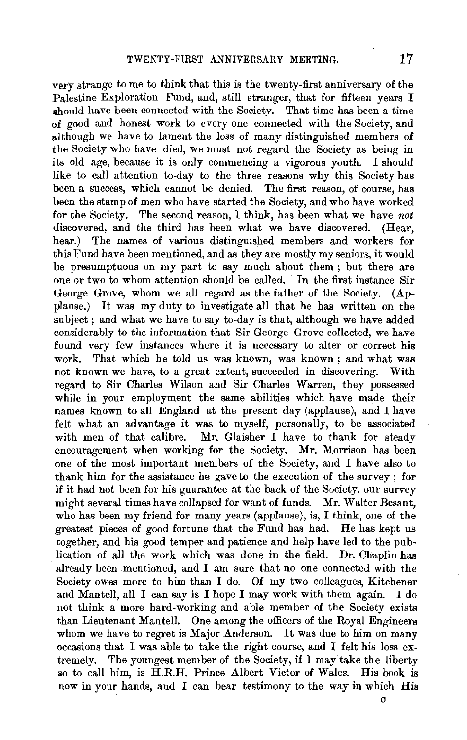very strange to me to think that this is the twenty-first anniversary of the Palestine Exploration Fund, and, still stranger, that for fifteen years I should have been connected with the Society. That time has been a time of good and honest work to every one connected with the Society, and although we have to lament the loss of many distinguished members of the Society who have died, we must not regard the Society as being in its old age, because it is only commencing a vigorous youth. I should like to call attention to-day to the three reasons why this Society has been a success, which cannot be denied. The first reason, of course, has been the stamp of men who have started the Society, and who have worked for the Society. The second reason, I think, has been what we have *not* discovered, and the third has been what we have discovered. (Hear, hear.) The names of various distinguished members and workers for this Fund have been mentioned, and as they are mostly my seniors, it would be presumptuous on my part to say much about them; but there are one or two to whom attention should be called. In the first instance Sir George Grove, whom we all regard as the father of the Society. (Applause.) It was my duty to investigate all that he has written on the subject; and what we have to say to-day is that, although we have added considerably to the information that Sir George Grove collected, we have found very few instances where it is necessary to alter or correct his work. That which he told us was known, was known; and what was not known we have, to a great extent, succeeded in discovering. With regard to Sir Charles Wilson and Sir Charles Warren, they possessed while in your employment the same abilities which have made their names known to all England at the present day (applause), and I have felt what an advantage it was to myself, personally, to be associated with men of that calibre. Mr. Glaisher I have to thank for steady encouragement when working for the Society. Mr. Morrison has been one of the most important members of the Society, and I have also to thank him for the assistance he gave to the execution of the survey; for if it had not been for his guarantee at the back of the Society, our survey might several times have collapsed for want of funds. Mr. Walter Besant, who has been my friend for many years (applause), is, I think, one of the greatest pieces of good fortune that the Fund has had. He has kept us together, and his good temper and patience and help have led to the publication of all the work which was done in the field. Dr. Chaplin has already been mentioned, and I am sure that no one connected with the Society owes more to him than I do. Of my two colleagues, Kitchener and Mantell, all I can say is I hope I may work with them again. I do not think a more hard-working and able member of the Society exists than Lieutenant Mantell. One among the officers of the Royal Engineers whom we have to regret is Major Anderson. It was due to him on many occasions that I was able to take the right course, and I felt his loss extremely. The youngest member of the Society, if I may take the liberty so to call him, is H.R.H. Prince Albert Victor of Wales. His book is now in your hands, and I can bear testimony to the way in which His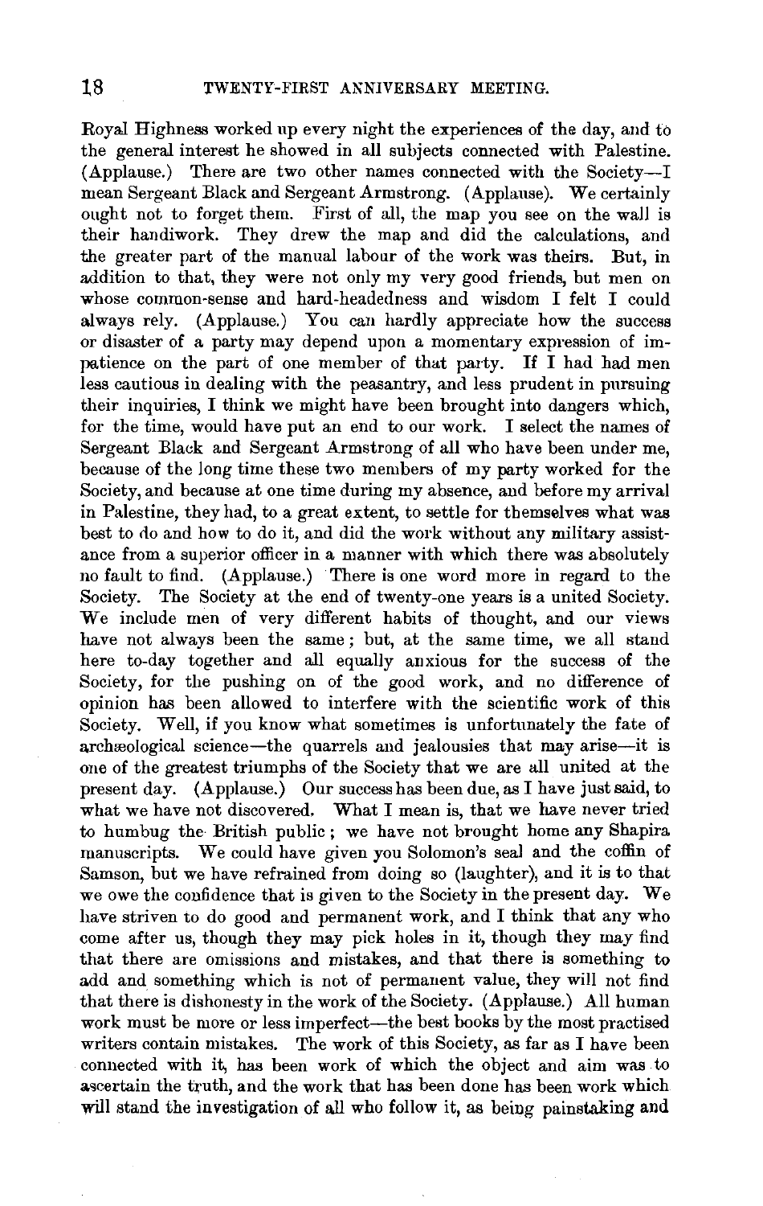Royal Highness worked up every night the experiences of the day, and to the general interest he showed in all subjects connected with Palestine. (Applause.) There are two other names connected with the Society—I mean Sergeant Black and Sergeant Armstrong. (Applause). We certainly ought not to forget them. First of all, the map you see on the wall is their handiwork. They drew the map and did the calculations, and the greater part of the manual labour of the work was theirs. But, in addition to that, they were not only my very good friends, but men on whose common-sense and hard-headedness and wisdom I felt I could always rely. (Applause.) You can hardly appreciate how the success or disaster of a party may depend upon a momentary expression of impatience on the part of one member of that party. If I had had men less cautious in dealing with the peasantry, and less prudent in pursuing their inquiries, I think we might have been brought into dangers which, for the time, would have put an end to our work. I select the names of Sergeant Black and Sergeant Armstrong of all who have been under me, because of the long time these two members of my party worked for the Society, and because at one time during my absence, and before my arrival in Palestine, they had, to a great extent, to settle for themselves what was best to do and how to do it, and did the work without any military assistance from a superior officer in a manner with which there was absolutely no fault to find. (Applause.) There is one word more in regard to the Society. The Society at the end of twenty-one years is a united Society. We include men of very different habits of thought, and our views have not always been the same; but, at the same time, we all stand here to-day together and all equally anxious for the success of the Society, for the pushing on of the good work, and no difference of opinion has been allowed to interfere with the scientific work of this Society. Well, if you know what sometimes is unfortunately the fate of archæological science—the quarrels and jealousies that may arise—it is one of the greatest triumphs of the Society that we are all united at the present day. (Applause.) Our success has been due, as I have just said, to what we have not discovered. What I mean is, that we have never tried to humbug the British public; we have not brought home any Shapira manuscripts. We could have given you Solomon's seal and the coffin of Samson, but we have refrained from doing so (laughter), and it is to that we owe the confidence that is given to the Society in the present day. We have striven to do good and permanent work, and I think that any who come after us, though they may pick holes in it, though they may find that there are omissions and mistakes, and that there is something to add and something which is not of permanent value, they will not find that there is dishonesty in the work of the Society. (Applause.) All human work must be more or less imperfect—the best books by the most practised writers contain mistakes. The work of this Society, as far as I have been connected with it, has been work of which the object and aim was to ascertain the truth, and the work that has been done has been work which will stand the investigation of all who follow it, as being painstaking and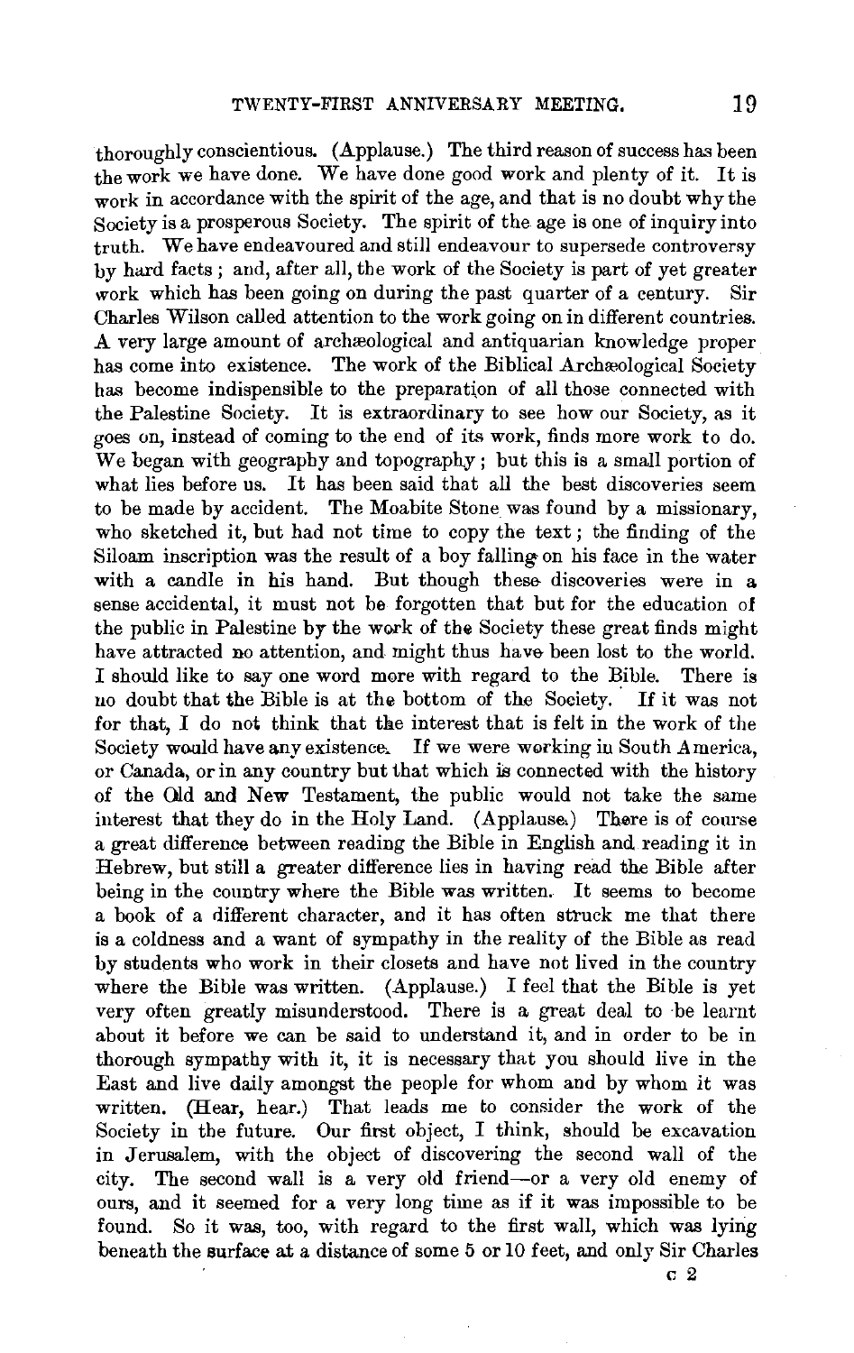thoroughly conscientious. (Applause.) The third reason of success has been the work we have done. We have done good work and plenty of it. It is work in accordance with the spirit of the age, and that is no doubt why the Society is a prosperous Society. The spirit of the age is one of inquiry into truth. We have endeavoured and still endeavour to supersede controversy by hard facts; and, after all, the work of the Society is part of yet greater work which has been going on during the past quarter of a century. Sir Charles Wilson called attention to the work going on in different countries. A very large amount of archæological and antiquarian knowledge proper has come into existence. The work of the Biblical Archæological Society has become indispensible to the preparation of all those connected with the Palestine Society. It is extraordinary to see how our Society, as it goes on, instead of coming to the end of its work, finds more work to do. We began with geography and topography; but this is a small portion of what lies before us. It has been said that all the best discoveries seem to be made by accident. The Moabite Stone was found by a missionary, who sketched it, but had not time to copy the text; the finding of the Siloam inscription was the result of a boy falling on his face in the water with a candle in his hand. But though these discoveries were in a sense accidental, it must not be forgotten that but for the education of the public in Palestine by the work of the Society these great finds might have attracted no attention, and might thus have been lost to the world. I should like to say one word more with regard to the Bible. There is no doubt that the Bible is at the bottom of the Society. If it was not for that, I do not think that the interest that is felt in the work of the Society would have any existence. If we were working in South America, or Canada, or in any country but that which is connected with the history of the Old and New Testament, the public would not take the same interest that they do in the Holy Land. (Applause.) There is of course a great difference between reading the Bible in English and reading it in Hebrew, but still a greater difference lies in having read the Bible after being in the country where the Bible was written. It seems to become a book of a different character, and it has often struck me that there is a coldness and a want of sympathy in the reality of the Bible as read by students who work in their closets and have not lived in the country where the Bible was written. (Applause.) I feel that the Bible is yet very often greatly misunderstood. There is a great deal to be learnt about it before we can be said to understand it, and in order to be in thorough sympathy with it, it is necessary that you should live in the East and live daily amongst the people for whom and by whom it was written. (Hear, hear.) That leads me to consider the work of the Society in the future. Our first object, I think, should be excavation in Jerusalem, with the object of discovering the second wall of the city. The second wall is a very old friend—or a very old enemy of ours, and it seemed for a very long time as if it was impossible to be found. So it was, too, with regard to the first wall, which was lying beneath the surface at a distance of some 5 or 10 feet, and only Sir Charles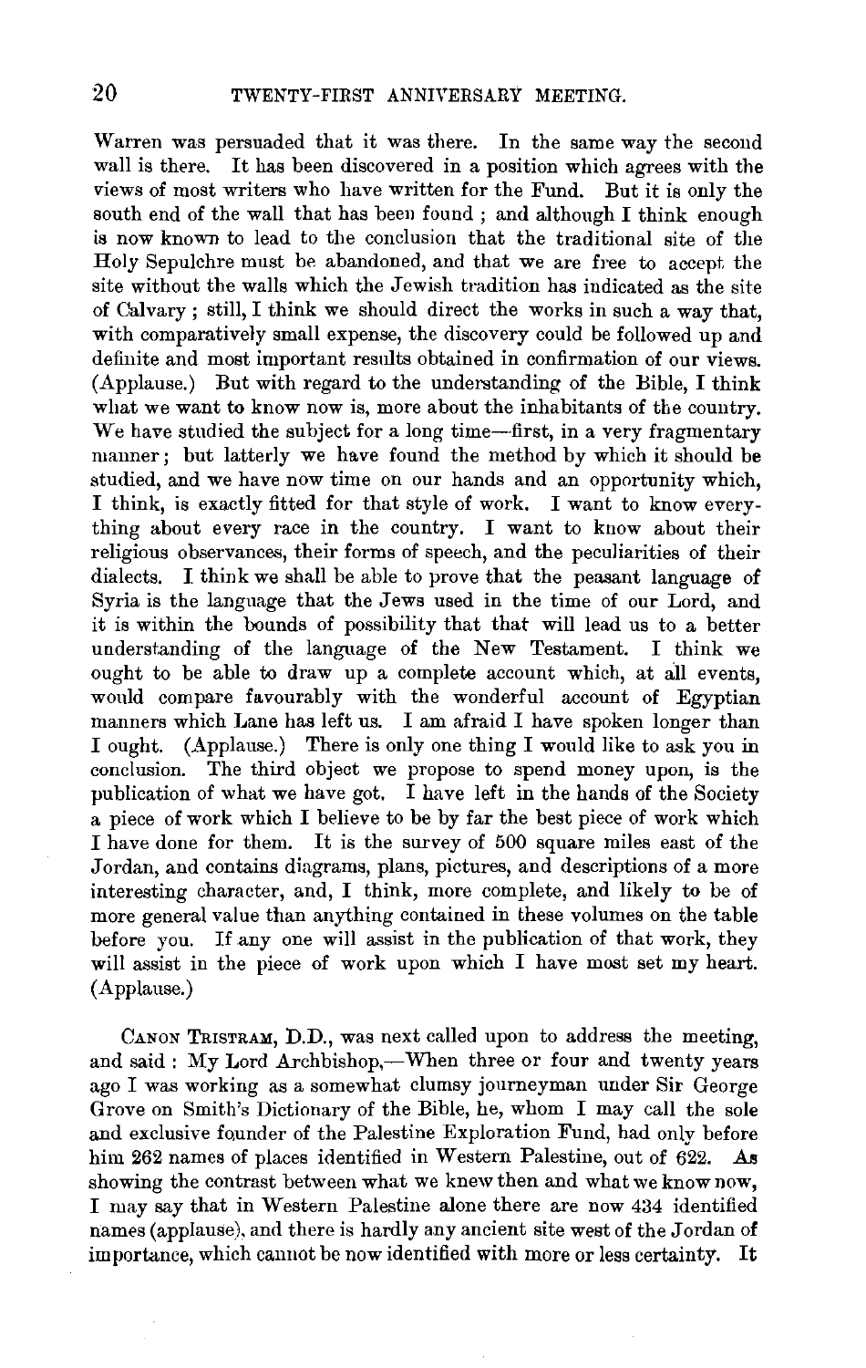Warren was persuaded that it was there. In the same way the second wall is there. It has been discovered in a position which agrees with the views of most writers who have written for the Fund. But it is only the south end of the wall that has been found ; and although I think enough is now known to lead to the conclusion that the traditional site of the Holy Sepulchre must be abandoned, and that we are free to accept the site without the walls which the Jewish tradition has indicated as the site of Calvary ; still, I think we should direct the works in such a way that, with comparatively small expense, the discovery could be followed up and definite and most important results obtained in confirmation of our views. (Applause.) But with regard to the understanding of the Bible, I think what we want to know now is, more about the inhabitants of the country. We have studied the subject for a long time—first, in a very fragmentary manner; but latterly we have found the method by which it should be studied, and we have now time on our hands and an opportunity which, I think, is exactly fitted for that style of work. I want to know everything about every race in the country. I want to know about their religious observances, their forms of speech, and the peculiarities of their dialects. I think we shall be able to prove that the peasant language of Syria is the language that the Jews used in the time of our Lord, and it is within the bounds of possibility that that will lead us to a better understanding of the language of the New Testament. I think we ought to be able to draw up a complete account which, at all events, would compare favourably with the wonderful account of Egyptian manners which Lane has left us. I am afraid I have spoken longer than I ought. (Applause.) There is only one thing I would like to ask you in conclusion. The third object we propose to spend money upon, is the publication of what we have got. I have left in the hands of the Society a piece of work which I believe to be by far the best piece of work which I have done for them. It is the survey of 500 square miles east of the Jordan, and contains diagrams, plans, pictures, and descriptions of a more interesting character, and, I think, more complete, and likely to be of more general value than anything contained in these volumes on the table before you. If any one will assist in the publication of that work, they will assist in the piece of work upon which I have most set my heart. (Applause.)

CANON TRISTRAM, D.D., was next called upon to address the meeting, and said : My Lord Archbishop,—When three or four and twenty years ago I was working as a somewhat clumsy journeyman under Sir George Grove on Smith's Dictionary of the Bible, he, whom I may call the sole and exclusive founder of the Palestine Exploration Fund, had only before him 262 names of places identified in Western Palestine, out of 622. As showing the contrast between what we knew then and what we know now, I may say that in Western Palestine alone there are now 434 identified names (applause), and there is hardly any ancient site west of the Jordan of importance, which cannot be now identified with more or less certainty. It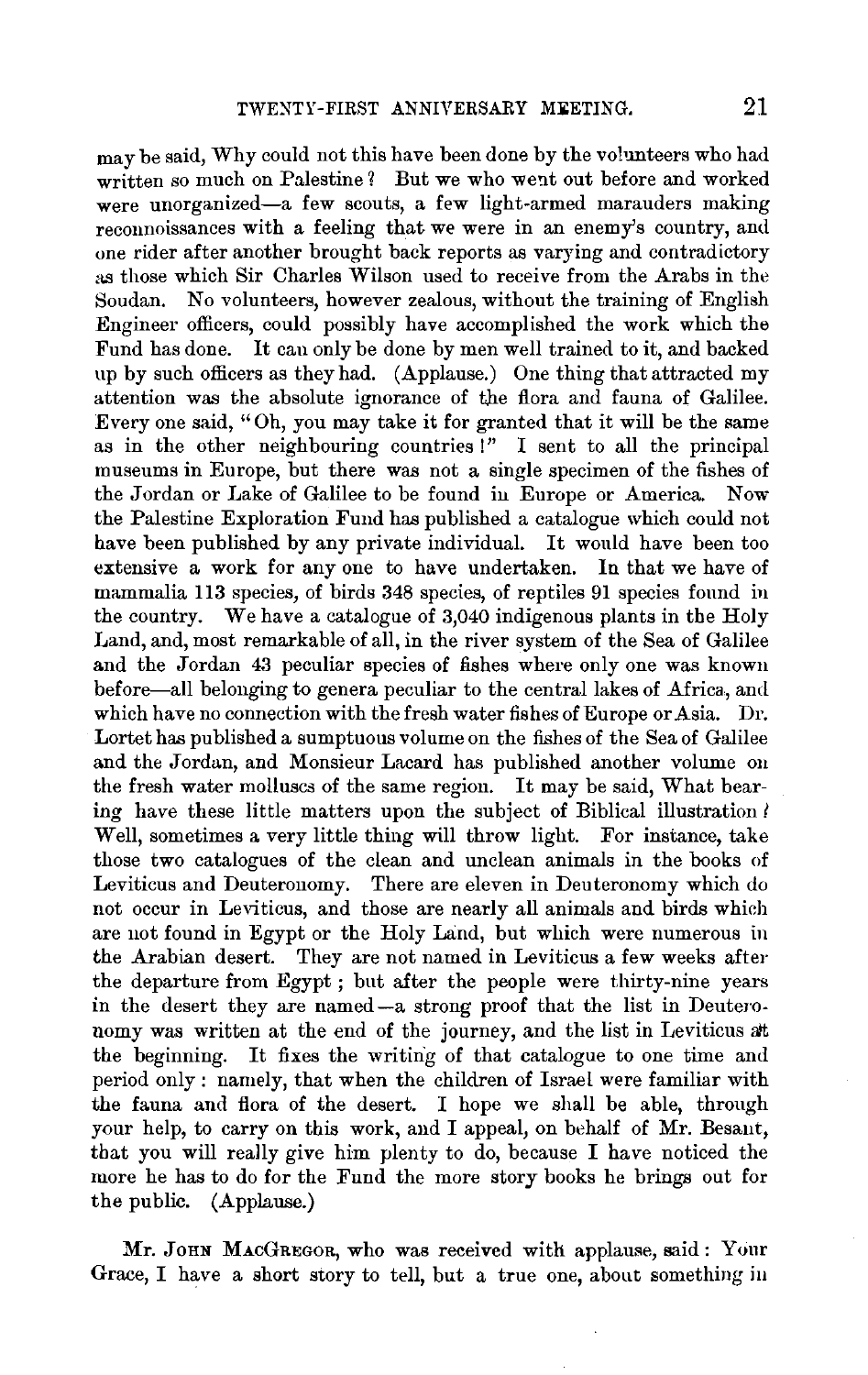may be said, Why could not this have been done by the volunteers who had written so much on Palestine? But we who went out before and worked were unorganized—a few scouts, a few light-armed marauders making reconnoissances with a feeling that we were in an enemy's country, and one rider after another brought back reports as varying and contradictory as those which Sir Charles Wilson used to receive from the Arabs in the Soudan. No volunteers, however zealous, without the training of English Engineer officers, could possibly have accomplished the work which the Fund has done. It can only be done by men well trained to it, and backed up by such officers as they had. (Applause.) One thing that attracted my attention was the absolute ignorance of the flora and fauna of Galilee. Every one said, "Oh, you may take it for granted that it will be the same as in the other neighbouring countries!" I sent to all the principal museums in Europe, but there was not a single specimen of the fishes of the Jordan or Lake of Galilee to be found in Europe or America. Now the Palestine Exploration Fund has published a catalogue which could not have been published by any private individual. It would have been too extensive a work for any one to have undertaken. In that we have of mammalia 113 species, of birds 348 species, of reptiles 91 species found in the country. We have a catalogue of 3,040 indigenous plants in the Holy Land, and, most remarkable of all, in the river system of the Sea of Galilee and the Jordan 43 peculiar species of fishes where only one was known before—all belonging to genera peculiar to the central lakes of Africa, and which have no connection with the fresh water fishes of Europe or Asia. Dr. Lortet has published a sumptuous volume on the fishes of the Sea of Galilee and the Jordan, and Monsieur Lacard has published another volume on the fresh water molluscs of the same region. It may be said, What bearing have these little matters upon the subject of Biblical illustration? Well, sometimes a very little thing will throw light. For instance, take those two catalogues of the clean and unclean animals in the books of Leviticus and Deuteronomy. There are eleven in Deuteronomy which do not occur in Leviticus, and those are nearly all animals and birds which are not found in Egypt or the Holy Land, but which were numerous in the Arabian desert. They are not named in Leviticus a few weeks after the departure from Egypt; but after the people were thirty-nine years in the desert they are named—a strong proof that the list in Deuteronomy was written at the end of the journey, and the list in Leviticus at the beginning. It fixes the writing of that catalogue to one time and period only: namely, that when the children of Israel were familiar with the fauna and flora of the desert. I hope we shall be able, through your help, to carry on this work, and I appeal, on behalf of Mr. Besant, that you will really give him plenty to do, because I have noticed the more he has to do for the Fund the more story books he brings out for the public. (Applause.)

Mr. John MacGregor, who was received with applause, said: Your Grace, I have a short story to tell, but a true one, about something in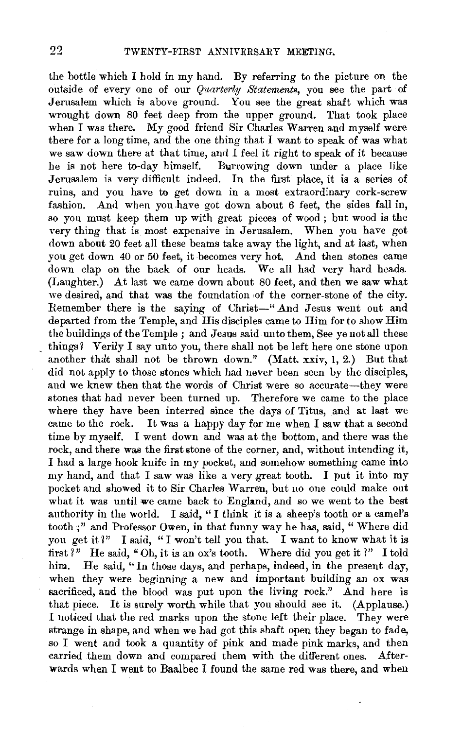the bottle which I hold in my hand. By referring to the picture on the outside of every one of our *Quarterly Statements*, you see the part of Jerusalem which is above ground. You see the great shaft which was wrought down 80 feet deep from the upper ground. That took place when I was there. My good friend Sir Charles Warren and myself were there for a long time, and the one thing that I want to speak of was what we saw down there at that time, and I feel it right to speak of it because he is not here to-day himself. Burrowing down under a place like Jerusalem is very difficult indeed. In the first place, it is a series of ruins, and you have to get down in a most extraordinary cork-screw fashion. And when you have got down about 6 feet, the sides fall in, so you must keep them up with great pieces of wood; but wood is the very thing that is most expensive in Jerusalem. When you have got down about 20 feet all these beams take away the light, and at last, when you get down 40 or 50 feet, it becomes very hot. And then stones came down clap on the back of our heads. We all had very hard heads. (Laughter.) At last we came down about 80 feet, and then we saw what we desired, and that was the foundation of the corner-stone of the city. Remember there is the saying of Christ—"And Jesus went out and departed from the Temple, and His disciples came to Him for to show Him the buildings of the Temple; and Jesus said unto them, See ye not all these things? Verily I say unto you, there shall not be left here one stone upon another that shall not be thrown down." (Matt. xxiv, 1, 2.) But that did not apply to those stones which had never been seen by the disciples, and we knew then that the words of Christ were so accurate—they were stones that had never been turned up. Therefore we came to the place where they have been interred since the days of Titus, and at last we came to the rock. It was a happy day for me when I saw that a second time by myself. I went down and was at the bottom, and there was the rock, and there was the first stone of the corner, and, without intending it, I had a large hook knife in my pocket, and somehow something came into my hand, and that I saw was like a very great tooth. I put it into my pocket and showed it to Sir Charles Warren, but no one could make out what it was until we came back to England, and so we went to the best authority in the world. I said, "I think it is a sheep's tooth or a camel's tooth;" and Professor Owen, in that funny way he has, said, "Where did you get it?" I said, "I won't tell you that. I want to know what it is first?" He said, "Oh, it is an ox's tooth. Where did you get it?" I told him. He said, "In those days, and perhaps, indeed, in the present day, when they were beginning a new and important building an ox was sacrificed, and the blood was put upon the living rock." And here is that piece. It is surely worth while that you should see it. (Applause.) I noticed that the red marks upon the stone left their place. They were strange in shape, and when we had got this shaft open they began to fade, so I went and took a quantity of pink and made pink marks, and then carried them down and compared them with the different ones. Afterwards when I went to Baalbec I found the same red was there, and when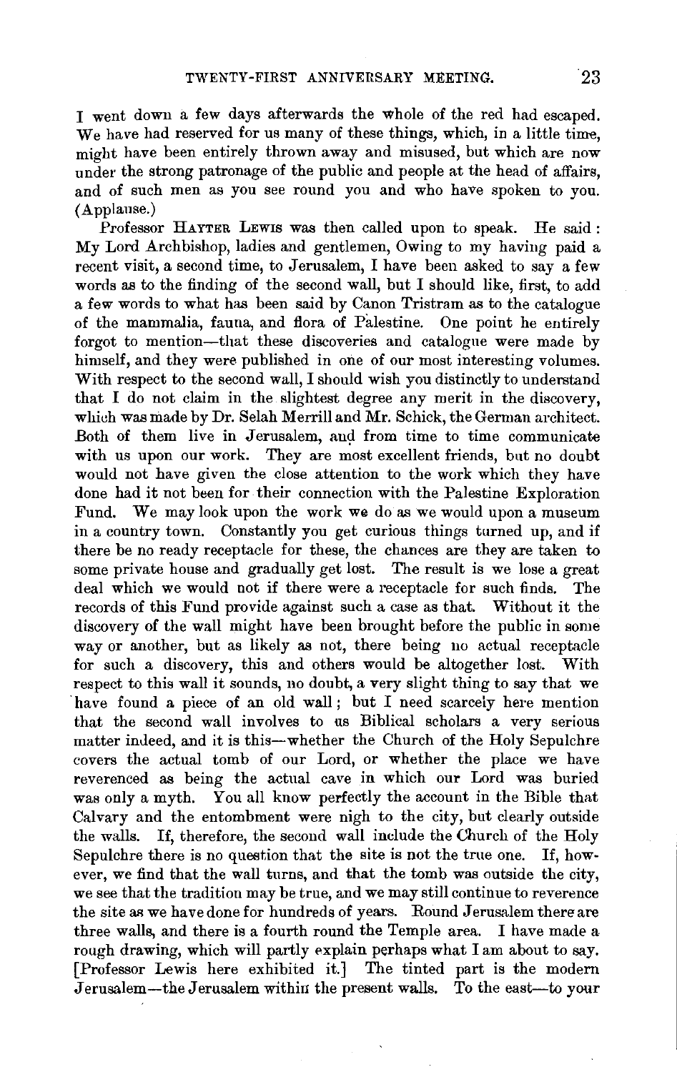I went down a few days afterwards the whole of the red had escaped. We have had reserved for us many of these things, which, in a little time, might have been entirely thrown away and misused, but which are now under the strong patronage of the public and people at the head of affairs, and of such men as you see round you and who have spoken to you. (Applause.)

Professor HAYTER LEWIS was then called upon to speak. He said: My Lord Archbishop, ladies and gentlemen, Owing to my having paid a recent visit, a second time, to Jerusalem, I have been asked to say a few words as to the finding of the second wall, but I should like, first, to add a few words to what has been said by Canon Tristram as to the catalogue of the mammalia, fauna, and flora of Palestine. One point he entirely forgot to mention—that these discoveries and catalogue were made by himself, and they were published in one of our most interesting volumes. With respect to the second wall, I should wish you distinctly to understand that I do not claim in the slightest degree any merit in the discovery, which was made by Dr. Selah Merrill and Mr. Schick, the German architect. Both of them live in Jerusalem, and from time to time communicate with us upon our work. They are most excellent friends, but no doubt would not have given the close attention to the work which they have done had it not been for their connection with the Palestine Exploration Fund. We may look upon the work we do as we would upon a museum in a country town. Constantly you get curious things turned up, and if there be no ready receptacle for these, the chances are they are taken to some private house and gradually get lost. The result is we lose a great deal which we would not if there were a receptacle for such finds. The records of this Fund provide against such a case as that. Without it the discovery of the wall might have been brought before the public in some way or another, but as likely as not, there being no actual receptacle for such a discovery, this and others would be altogether lost. With respect to this wall it sounds, no doubt, a very slight thing to say that we have found a piece of an old wall; but I need scarcely here mention that the second wall involves to us Biblical scholars a very serious matter indeed, and it is this—whether the Church of the Holy Sepulchre covers the actual tomb of our Lord, or whether the place we have reverenced as being the actual cave in which our Lord was buried was only a myth. You all know perfectly the account in the Bible that Calvary and the entombment were nigh to the city, but clearly outside the walls. If, therefore, the second wall include the Church of the Holy Sepulchre there is no question that the site is not the true one. If, however, we find that the wall turns, and that the tomb was outside the city, we see that the tradition may be true, and we may still continue to reverence the site as we have done for hundreds of years. Round Jerusalem there are three walls, and there is a fourth round the Temple area. I have made a rough drawing, which will partly explain perhaps what I am about to say. [Professor Lewis here exhibited it.] The tinted part is the modern Jerusalem—the Jerusalem within the present walls. To the east—to your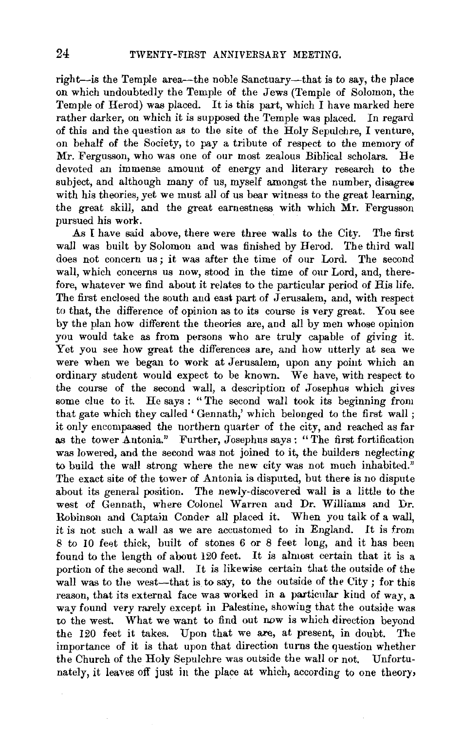right—is the Temple area—the noble Sanctuary—that is to say, the place on which undoubtedly the Temple of the Jews (Temple of Solomon, the Temple of Herod) was placed. It is this part, which I have marked here rather darker, on which it is supposed the Temple was placed. In regard of this and the question as to the site of the Holy Sepulchre, I venture, on behalf of the Society, to pay a tribute of respect to the memory of Mr. Fergusson, who was one of our most zealous Biblical scholars. He devoted an immense amount of energy and literary research to the subject, and although many of us, myself amongst the number, disagree with his theories, yet we must all of us bear witness to the great learning, the great skill, and the great earnestness with which Mr. Fergusson pursued his work.

As I have said above, there were three walls to the City. The first wall was built by Solomon and was finished by Herod. The third wall does not concern us; it was after the time of our Lord. The second wall, which concerns us now, stood in the time of our Lord, and, therefore, whatever we find about it relates to the particular period of His life. The first enclosed the south and east part of Jerusalem, and, with respect to that, the difference of opinion as to its course is very great. You see by the plan how different the theories are, and all by men whose opinion you would take as from persons who are truly capable of giving it. Yet you see how great the differences are, and how utterly at sea we were when we began to work at Jerusalem, upon any point which an ordinary student would expect to be known. We have, with respect to the course of the second wall, a description of Josephus which gives some clue to it. He says: "The second wall took its beginning from that gate which they called 'Gennath,' which belonged to the first wall; it only encompassed the northern quarter of the city, and reached as far as the tower Antonia." Further, Josephus says: "The first fortification was lowered, and the second was not joined to it, the builders neglecting to build the wall strong where the new city was not much inhabited." The exact site of the tower of Antonia is disputed, but there is no dispute about its general position. The newly-discovered wall is a little to the west of Gennath, where Colonel Warren and Dr. Williams and Dr. Robinson and Captain Conder all placed it. When you talk of a wall, it is not such a wall as we are accustomed to in England. It is from 8 to 10 feet thick, built of stones 6 or 8 feet long, and it has been found to the length of about 120 feet. It is almost certain that it is a portion of the second wall. It is likewise certain that the outside of the wall was to the west—that is to say, to the outside of the City; for this reason, that its external face was worked in a particular kind of way, a way found very rarely except in Palestine, showing that the outside was to the west. What we want to find out now is which direction beyond the 120 feet it takes. Upon that we are, at present, in doubt. The importance of it is that upon that direction turns the question whether the Church of the Holy Sepulchre was outside the wall or not. Unfortunately, it leaves off just in the place at which, according to one theory,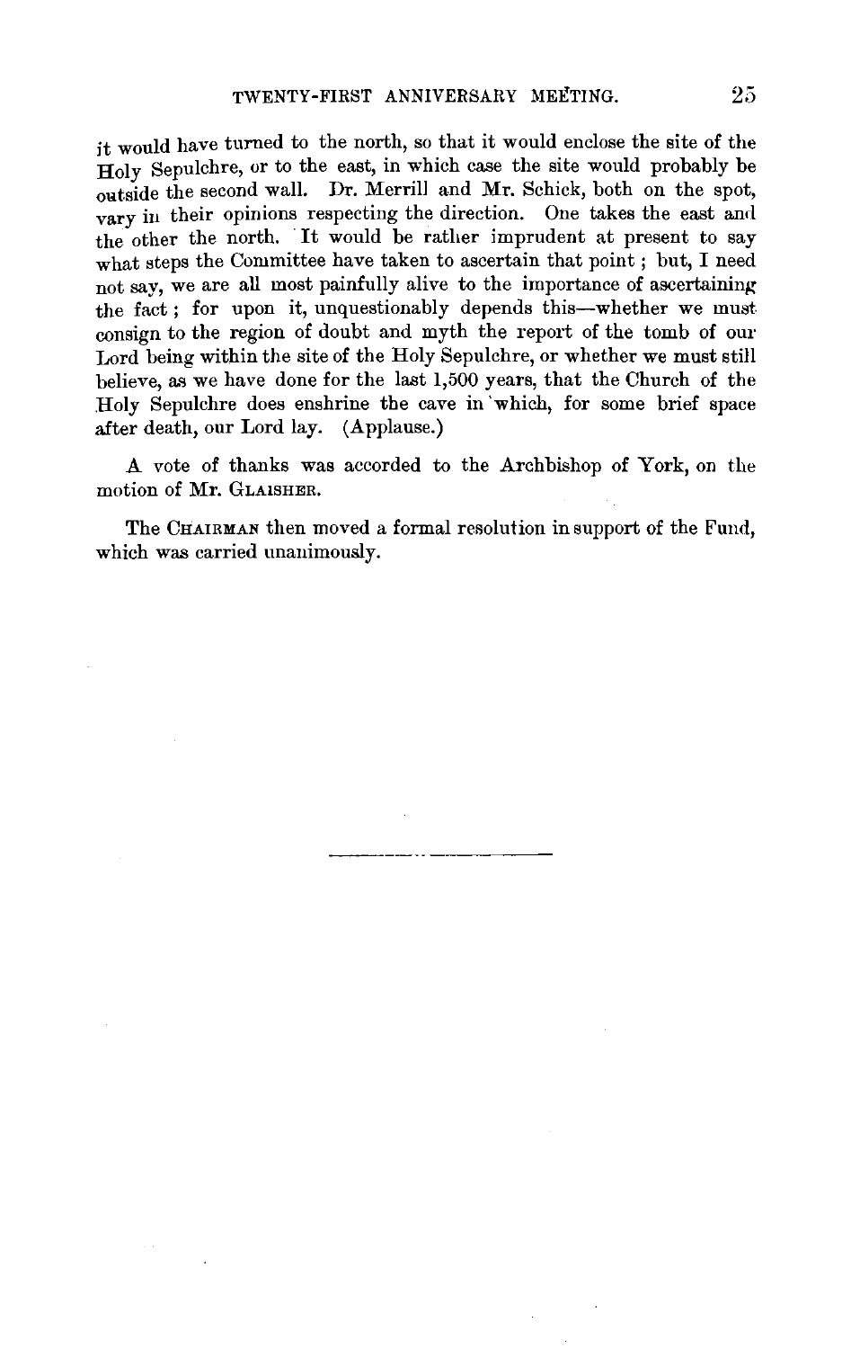it would have turned to the north, so that it would enclose the site of the Holy Sepulchre, or to the east, in which case the site would probably be outside the second wall. Dr. Merrill and Mr. Schick, both on the spot, vary in their opinions respecting the direction. One takes the east and the other the north. It would be rather imprudent at present to say what steps the Committee have taken to ascertain that point; but, I need not say, we are all most painfully alive to the importance of ascertaining the fact; for upon it, unquestionably depends this—whether we must consign to the region of doubt and myth the report of the tomb of our Lord being within the site of the Holy Sepulchre, or whether we must still believe, as we have done for the last 1,500 years, that the Church of the Holy Sepulchre does enshrine the cave in which, for some brief space after death, our Lord lay. (Applause.)

A vote of thanks was accorded to the Archbishop of York, on the motion of Mr. GLAISHER.

The CHAIRMAN then moved a formal resolution in support of the Fund, which was carried unanimously.

---